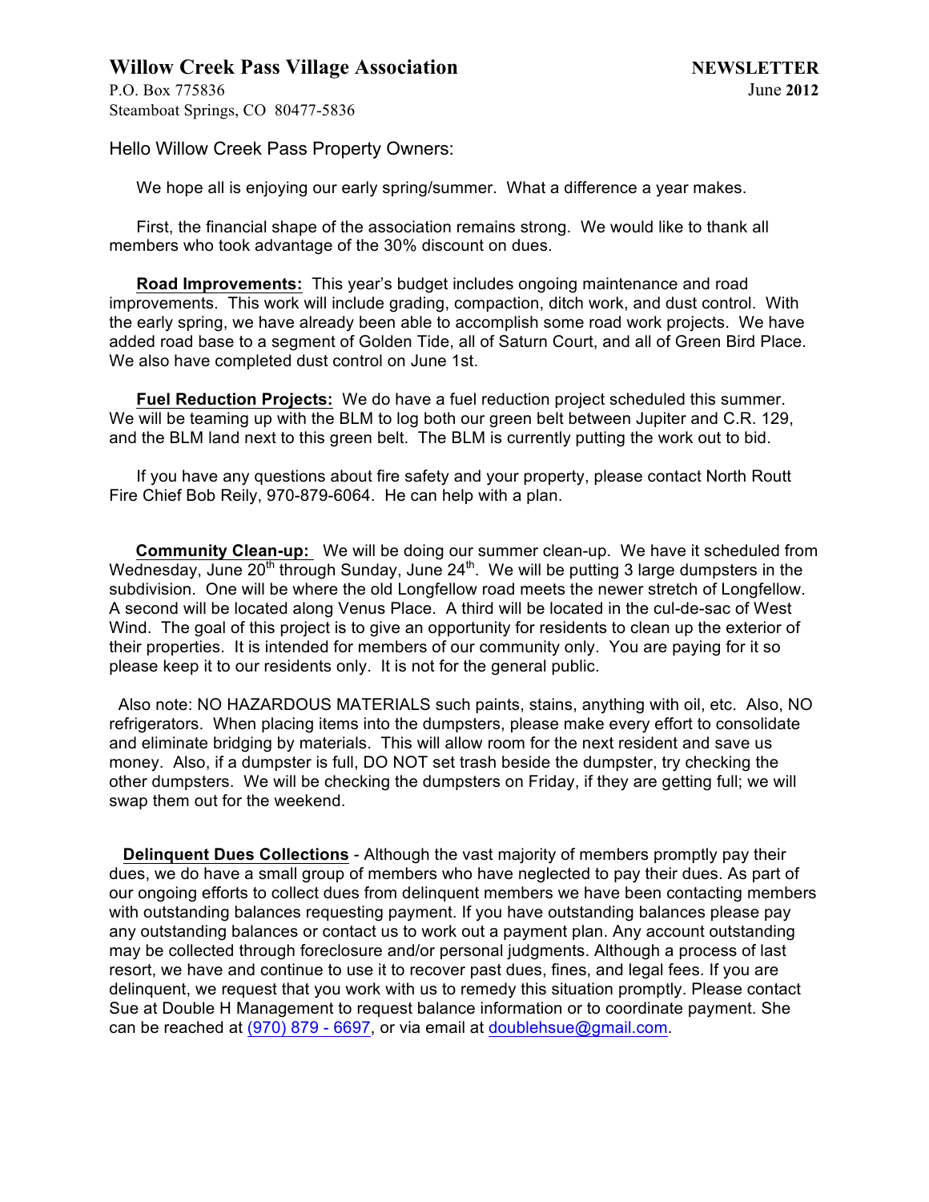**Willow Creek Pass Village Association** **NEWSLETTER**
P.O. Box 775836 June **2012**
Steamboat Springs, CO 80477-5836

Hello Willow Creek Pass Property Owners:

We hope all is enjoying our early spring/summer. What a difference a year makes.

First, the financial shape of the association remains strong. We would like to thank all members who took advantage of the 30% discount on dues.

**Road Improvements:** This year's budget includes ongoing maintenance and road improvements. This work will include grading, compaction, ditch work, and dust control. With the early spring, we have already been able to accomplish some road work projects. We have added road base to a segment of Golden Tide, all of Saturn Court, and all of Green Bird Place. We also have completed dust control on June 1st.

**Fuel Reduction Projects:** We do have a fuel reduction project scheduled this summer. We will be teaming up with the BLM to log both our green belt between Jupiter and C.R. 129, and the BLM land next to this green belt. The BLM is currently putting the work out to bid.

If you have any questions about fire safety and your property, please contact North Routt Fire Chief Bob Reily, 970-879-6064. He can help with a plan.

**Community Clean-up:** We will be doing our summer clean-up. We have it scheduled from Wednesday, June 20th through Sunday, June 24th. We will be putting 3 large dumpsters in the subdivision. One will be where the old Longfellow road meets the newer stretch of Longfellow. A second will be located along Venus Place. A third will be located in the cul-de-sac of West Wind. The goal of this project is to give an opportunity for residents to clean up the exterior of their properties. It is intended for members of our community only. You are paying for it so please keep it to our residents only. It is not for the general public.

Also note: NO HAZARDOUS MATERIALS such paints, stains, anything with oil, etc. Also, NO refrigerators. When placing items into the dumpsters, please make every effort to consolidate and eliminate bridging by materials. This will allow room for the next resident and save us money. Also, if a dumpster is full, DO NOT set trash beside the dumpster, try checking the other dumpsters. We will be checking the dumpsters on Friday, if they are getting full; we will swap them out for the weekend.

**Delinquent Dues Collections** - Although the vast majority of members promptly pay their dues, we do have a small group of members who have neglected to pay their dues. As part of our ongoing efforts to collect dues from delinquent members we have been contacting members with outstanding balances requesting payment. If you have outstanding balances please pay any outstanding balances or contact us to work out a payment plan. Any account outstanding may be collected through foreclosure and/or personal judgments. Although a process of last resort, we have and continue to use it to recover past dues, fines, and legal fees. If you are delinquent, we request that you work with us to remedy this situation promptly. Please contact Sue at Double H Management to request balance information or to coordinate payment. She can be reached at (970) 879 - 6697, or via email at doublehsue@gmail.com.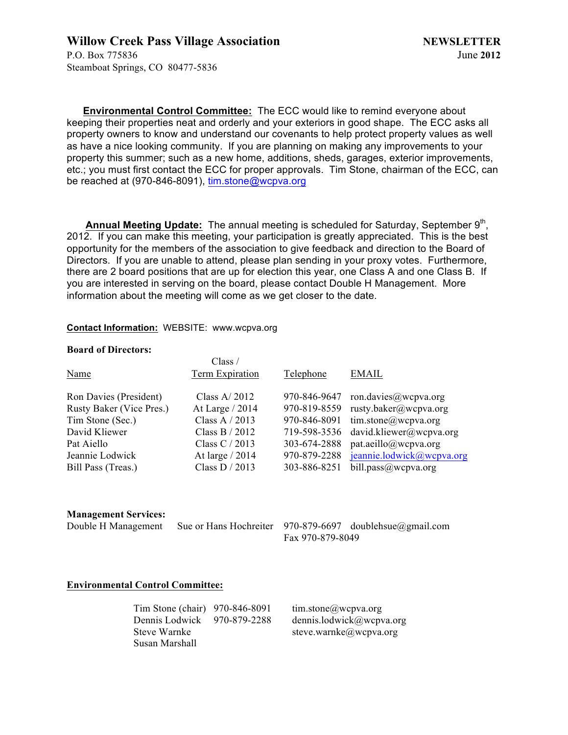# Willow Creek Pass Village Association

**NEWSLETTER**
June **2012**

P.O. Box 775836
Steamboat Springs, CO 80477-5836

**Environmental Control Committee:** The ECC would like to remind everyone about keeping their properties neat and orderly and your exteriors in good shape. The ECC asks all property owners to know and understand our covenants to help protect property values as well as have a nice looking community. If you are planning on making any improvements to your property this summer; such as a new home, additions, sheds, garages, exterior improvements, etc.; you must first contact the ECC for proper approvals. Tim Stone, chairman of the ECC, can be reached at (970-846-8091), tim.stone@wcpva.org

**Annual Meeting Update:** The annual meeting is scheduled for Saturday, September 9th, 2012. If you can make this meeting, your participation is greatly appreciated. This is the best opportunity for the members of the association to give feedback and direction to the Board of Directors. If you are unable to attend, please plan sending in your proxy votes. Furthermore, there are 2 board positions that are up for election this year, one Class A and one Class B. If you are interested in serving on the board, please contact Double H Management. More information about the meeting will come as we get closer to the date.

**Contact Information:** WEBSITE: www.wcpva.org

**Board of Directors:**

| Name | Class / Term Expiration | Telephone | EMAIL |
|---|---|---|---|
| Ron Davies (President) | Class A/ 2012 | 970-846-9647 | ron.davies@wcpva.org |
| Rusty Baker (Vice Pres.) | At Large / 2014 | 970-819-8559 | rusty.baker@wcpva.org |
| Tim Stone (Sec.) | Class A / 2013 | 970-846-8091 | tim.stone@wcpva.org |
| David Kliewer | Class B / 2012 | 719-598-3536 | david.kliewer@wcpva.org |
| Pat Aiello | Class C / 2013 | 303-674-2888 | pat.aeillo@wcpva.org |
| Jeannie Lodwick | At large / 2014 | 970-879-2288 | jeannie.lodwick@wcpva.org |
| Bill Pass (Treas.) | Class D / 2013 | 303-886-8251 | bill.pass@wcpva.org |

**Management Services:**

| | | | |
|---|---|---|---|
| Double H Management | Sue or Hans Hochreiter | 970-879-6697<br>Fax 970-879-8049 | doublehsue@gmail.com |

**Environmental Control Committee:**

| | | |
|---|---|---|
| Tim Stone (chair) | 970-846-8091 | tim.stone@wcpva.org |
| Dennis Lodwick | 970-879-2288 | dennis.lodwick@wcpva.org |
| Steve Warnke | | steve.warnke@wcpva.org |
| Susan Marshall | | |